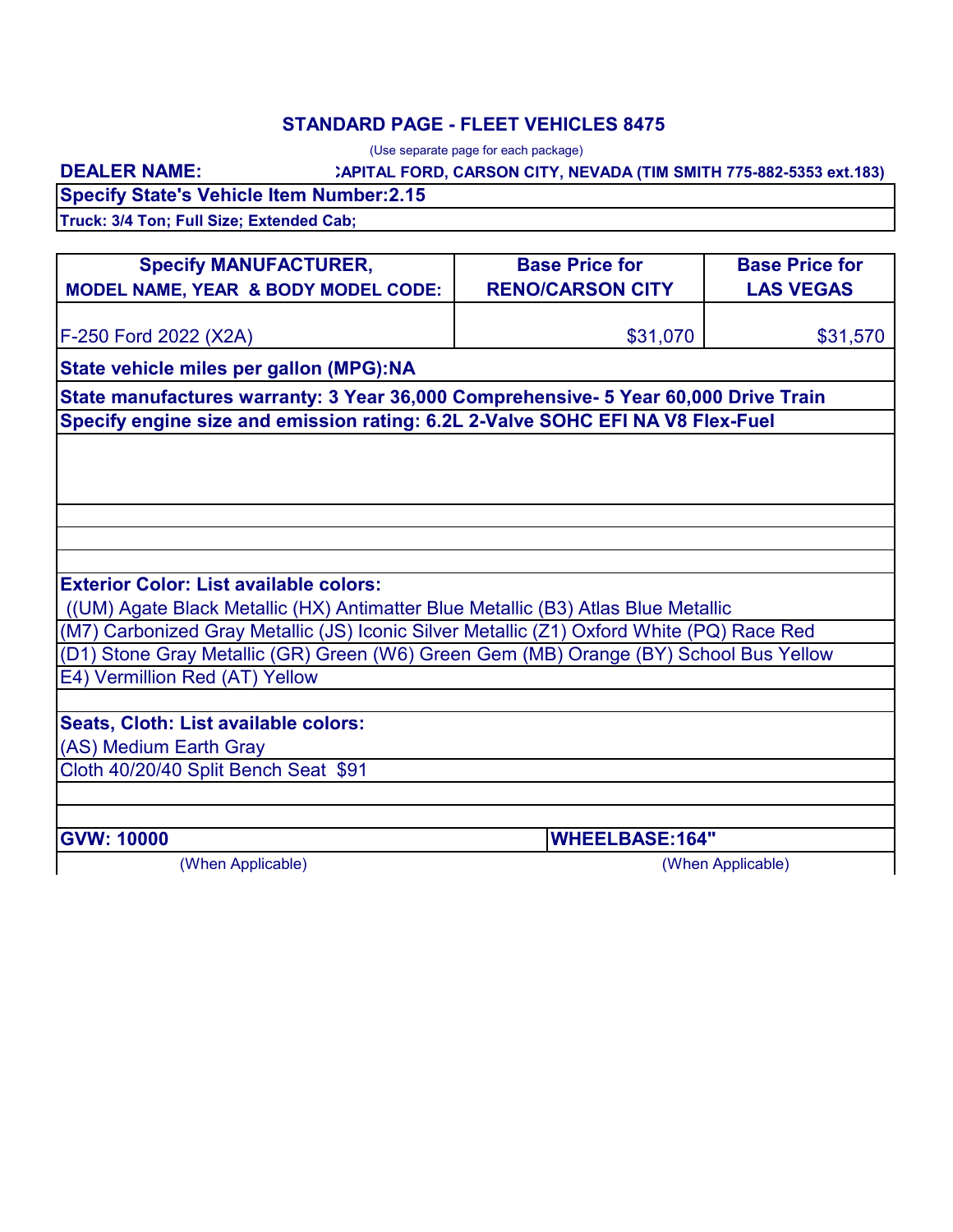## STANDARD PAGE - FLEET VEHICLES 8475

(Use separate page for each package)

**DEALER NAME:** **:APITAL FORD, CARSON CITY, NEVADA (TIM SMITH 775-882-5353 ext.183)**

**Specify State's Vehicle Item Number:2.15**

**Truck: 3/4 Ton; Full Size; Extended Cab;**

| Specify MANUFACTURER, MODEL NAME, YEAR & BODY MODEL CODE: | Base Price for RENO/CARSON CITY | Base Price for LAS VEGAS |
|---|---|---|
| F-250 Ford 2022 (X2A) | $31,070 | $31,570 |

**State vehicle miles per gallon (MPG):NA**

**State manufactures warranty: 3 Year 36,000 Comprehensive- 5 Year 60,000 Drive Train**

**Specify engine size and emission rating: 6.2L 2-Valve SOHC EFI NA V8 Flex-Fuel**

**Exterior Color: List available colors:**

((UM) Agate Black Metallic (HX) Antimatter Blue Metallic (B3) Atlas Blue Metallic
(M7) Carbonized Gray Metallic (JS) Iconic Silver Metallic (Z1) Oxford White (PQ) Race Red
(D1) Stone Gray Metallic (GR) Green (W6) Green Gem (MB) Orange (BY) School Bus Yellow
E4) Vermillion Red (AT) Yellow

**Seats, Cloth: List available colors:**

(AS) Medium Earth Gray
Cloth 40/20/40 Split Bench Seat $91

| **GVW: 10000** | **WHEELBASE:164"** |
|---|---|
| (When Applicable) | (When Applicable) |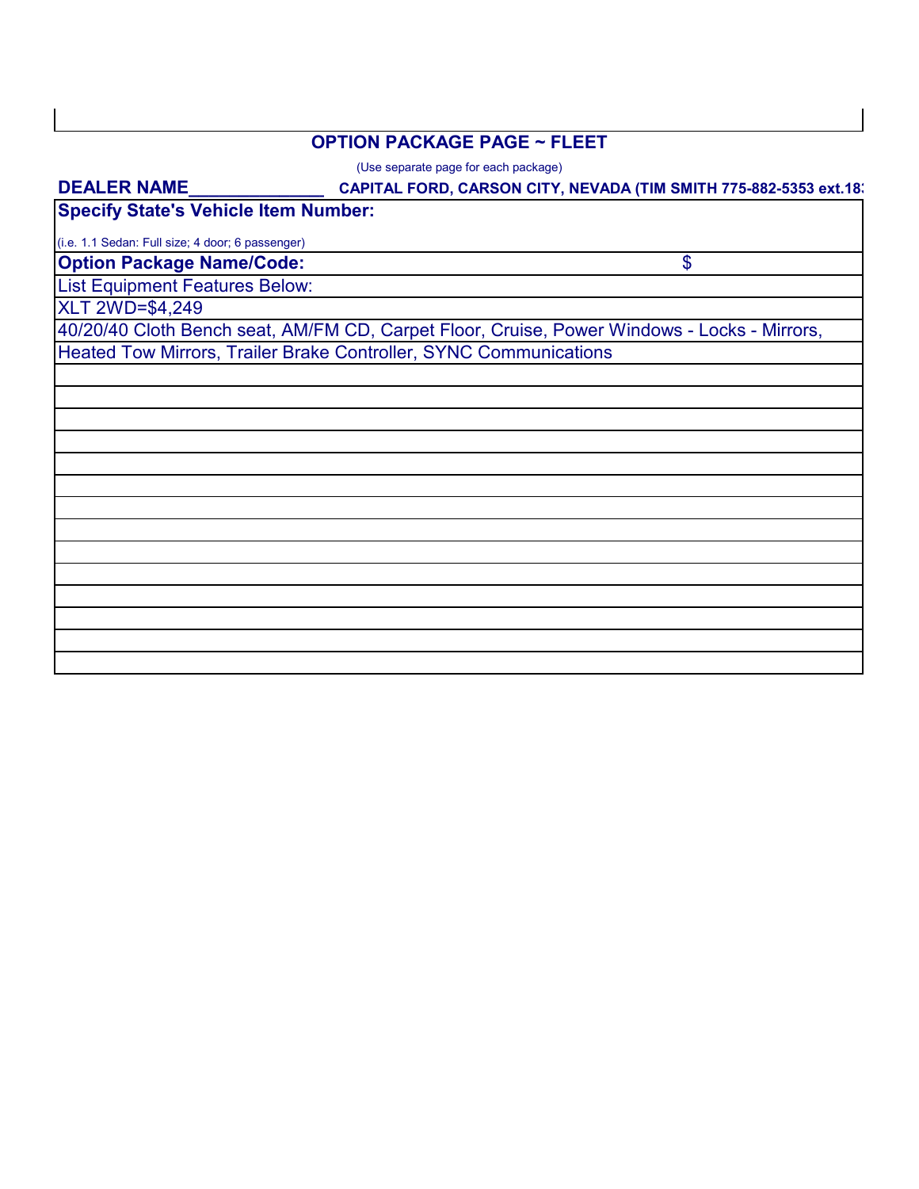## OPTION PACKAGE PAGE ~ FLEET

(Use separate page for each package)

**DEALER NAME_____________** **CAPITAL FORD, CARSON CITY, NEVADA (TIM SMITH 775-882-5353 ext.18**

**Specify State's Vehicle Item Number:**

(i.e. 1.1 Sedan: Full size; 4 door; 6 passenger)

**Option Package Name/Code:** $

List Equipment Features Below:

XLT 2WD=$4,249

40/20/40 Cloth Bench seat, AM/FM CD, Carpet Floor, Cruise, Power Windows - Locks - Mirrors, Heated Tow Mirrors, Trailer Brake Controller, SYNC Communications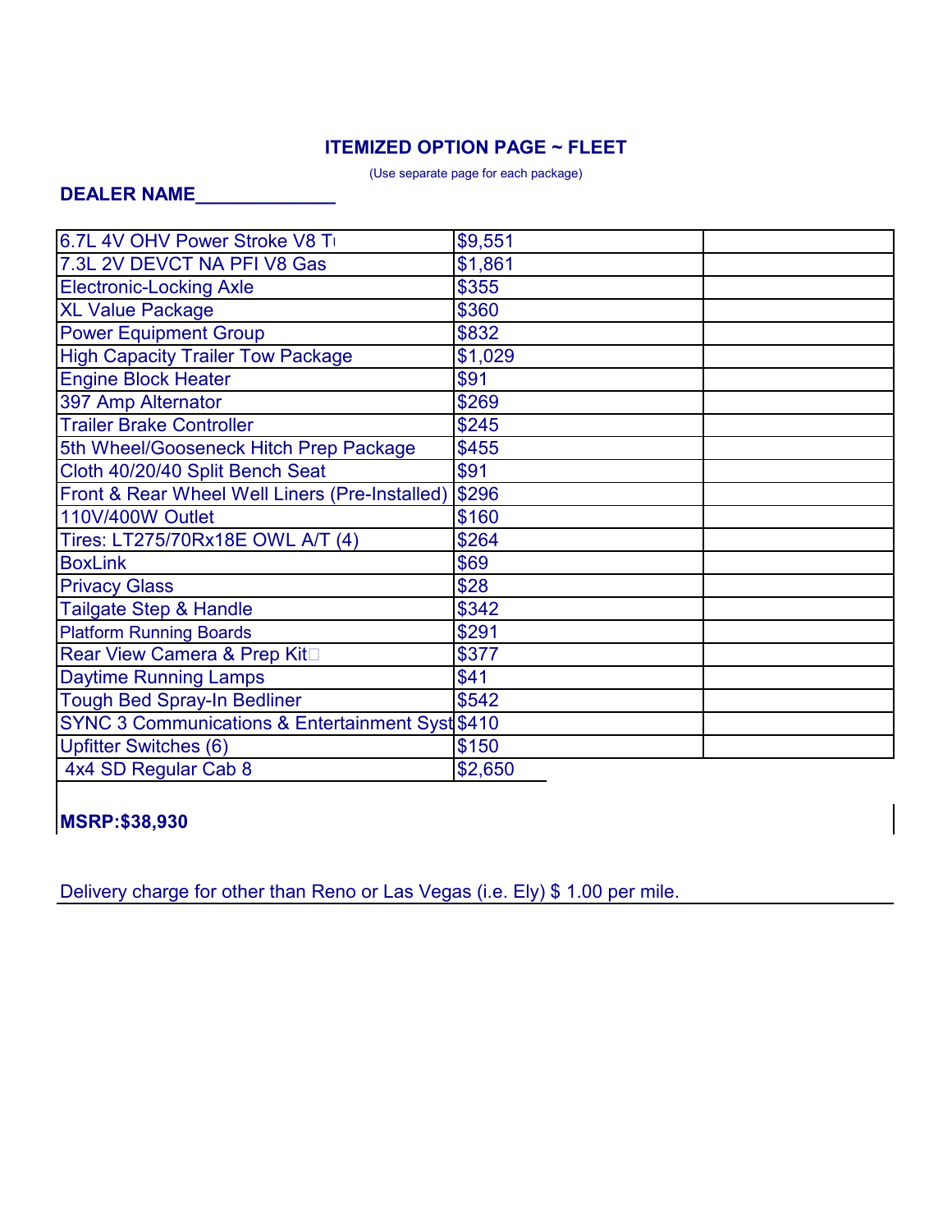## ITEMIZED OPTION PAGE ~ FLEET

(Use separate page for each package)

**DEALER NAME_____________**

| | | |
|---|---|---|
| 6.7L 4V OHV Power Stroke V8 T | $9,551 | |
| 7.3L 2V DEVCT NA PFI V8 Gas | $1,861 | |
| Electronic-Locking Axle | $355 | |
| XL Value Package | $360 | |
| Power Equipment Group | $832 | |
| High Capacity Trailer Tow Package | $1,029 | |
| Engine Block Heater | $91 | |
| 397 Amp Alternator | $269 | |
| Trailer Brake Controller | $245 | |
| 5th Wheel/Gooseneck Hitch Prep Package | $455 | |
| Cloth 40/20/40 Split Bench Seat | $91 | |
| Front & Rear Wheel Well Liners (Pre-Installed) | $296 | |
| 110V/400W Outlet | $160 | |
| Tires: LT275/70Rx18E OWL A/T (4) | $264 | |
| BoxLink | $69 | |
| Privacy Glass | $28 | |
| Tailgate Step & Handle | $342 | |
| Platform Running Boards | $291 | |
| Rear View Camera & Prep Kit | $377 | |
| Daytime Running Lamps | $41 | |
| Tough Bed Spray-In Bedliner | $542 | |
| SYNC 3 Communications & Entertainment Syst | $410 | |
| Upfitter Switches (6) | $150 | |
| 4x4 SD Regular Cab 8 | $2,650 | |

**MSRP:$38,930**

Delivery charge for other than Reno or Las Vegas (i.e. Ely) $ 1.00 per mile.